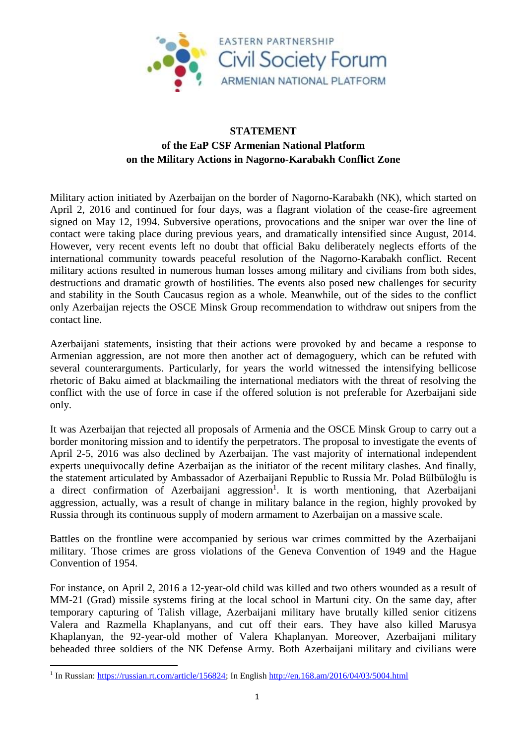EASTERN PARTNERSHIP
Civil Society Forum
ARMENIAN NATIONAL PLATFORM

**STATEMENT**
**of the EaP CSF Armenian National Platform**
**on the Military Actions in Nagorno-Karabakh Conflict Zone**

Military action initiated by Azerbaijan on the border of Nagorno-Karabakh (NK), which started on April 2, 2016 and continued for four days, was a flagrant violation of the cease-fire agreement signed on May 12, 1994. Subversive operations, provocations and the sniper war over the line of contact were taking place during previous years, and dramatically intensified since August, 2014. However, very recent events left no doubt that official Baku deliberately neglects efforts of the international community towards peaceful resolution of the Nagorno-Karabakh conflict. Recent military actions resulted in numerous human losses among military and civilians from both sides, destructions and dramatic growth of hostilities. The events also posed new challenges for security and stability in the South Caucasus region as a whole. Meanwhile, out of the sides to the conflict only Azerbaijan rejects the OSCE Minsk Group recommendation to withdraw out snipers from the contact line.

Azerbaijani statements, insisting that their actions were provoked by and became a response to Armenian aggression, are not more then another act of demagoguery, which can be refuted with several counterarguments. Particularly, for years the world witnessed the intensifying bellicose rhetoric of Baku aimed at blackmailing the international mediators with the threat of resolving the conflict with the use of force in case if the offered solution is not preferable for Azerbaijani side only.

It was Azerbaijan that rejected all proposals of Armenia and the OSCE Minsk Group to carry out a border monitoring mission and to identify the perpetrators. The proposal to investigate the events of April 2-5, 2016 was also declined by Azerbaijan. The vast majority of international independent experts unequivocally define Azerbaijan as the initiator of the recent military clashes. And finally, the statement articulated by Ambassador of Azerbaijani Republic to Russia Mr. Polad Bülbüloğlu is a direct confirmation of Azerbaijani aggression[1]. It is worth mentioning, that Azerbaijani aggression, actually, was a result of change in military balance in the region, highly provoked by Russia through its continuous supply of modern armament to Azerbaijan on a massive scale.

Battles on the frontline were accompanied by serious war crimes committed by the Azerbaijani military. Those crimes are gross violations of the Geneva Convention of 1949 and the Hague Convention of 1954.

For instance, on April 2, 2016 a 12-year-old child was killed and two others wounded as a result of MM-21 (Grad) missile systems firing at the local school in Martuni city. On the same day, after temporary capturing of Talish village, Azerbaijani military have brutally killed senior citizens Valera and Razmella Khaplanyans, and cut off their ears. They have also killed Marusya Khaplanyan, the 92-year-old mother of Valera Khaplanyan. Moreover, Azerbaijani military beheaded three soldiers of the NK Defense Army. Both Azerbaijani military and civilians were

[1] In Russian: https://russian.rt.com/article/156824; In English http://en.168.am/2016/04/03/5004.html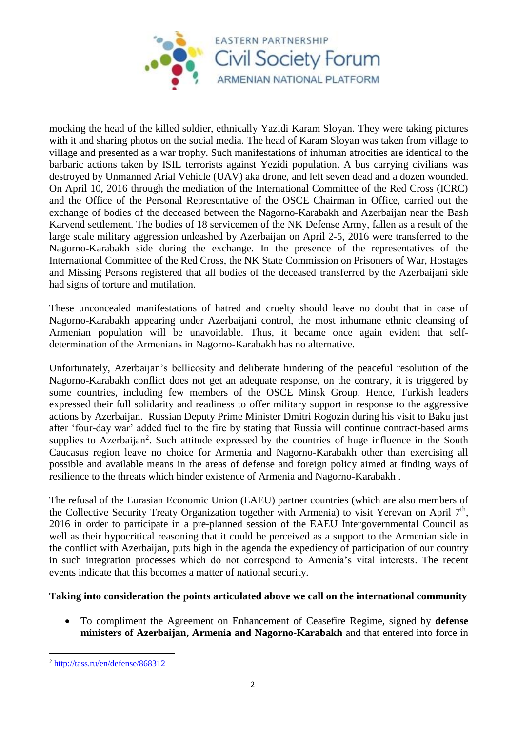mocking the head of the killed soldier, ethnically Yazidi Karam Sloyan. They were taking pictures with it and sharing photos on the social media. The head of Karam Sloyan was taken from village to village and presented as a war trophy. Such manifestations of inhuman atrocities are identical to the barbaric actions taken by ISIL terrorists against Yezidi population. A bus carrying civilians was destroyed by Unmanned Arial Vehicle (UAV) aka drone, and left seven dead and a dozen wounded. On April 10, 2016 through the mediation of the International Committee of the Red Cross (ICRC) and the Office of the Personal Representative of the OSCE Chairman in Office, carried out the exchange of bodies of the deceased between the Nagorno-Karabakh and Azerbaijan near the Bash Karvend settlement. The bodies of 18 servicemen of the NK Defense Army, fallen as a result of the large scale military aggression unleashed by Azerbaijan on April 2-5, 2016 were transferred to the Nagorno-Karabakh side during the exchange. In the presence of the representatives of the International Committee of the Red Cross, the NK State Commission on Prisoners of War, Hostages and Missing Persons registered that all bodies of the deceased transferred by the Azerbaijani side had signs of torture and mutilation.

These unconcealed manifestations of hatred and cruelty should leave no doubt that in case of Nagorno-Karabakh appearing under Azerbaijani control, the most inhumane ethnic cleansing of Armenian population will be unavoidable. Thus, it became once again evident that self-determination of the Armenians in Nagorno-Karabakh has no alternative.

Unfortunately, Azerbaijan's bellicosity and deliberate hindering of the peaceful resolution of the Nagorno-Karabakh conflict does not get an adequate response, on the contrary, it is triggered by some countries, including few members of the OSCE Minsk Group. Hence, Turkish leaders expressed their full solidarity and readiness to offer military support in response to the aggressive actions by Azerbaijan. Russian Deputy Prime Minister Dmitri Rogozin during his visit to Baku just after 'four-day war' added fuel to the fire by stating that Russia will continue contract-based arms supplies to Azerbaijan[2]. Such attitude expressed by the countries of huge influence in the South Caucasus region leave no choice for Armenia and Nagorno-Karabakh other than exercising all possible and available means in the areas of defense and foreign policy aimed at finding ways of resilience to the threats which hinder existence of Armenia and Nagorno-Karabakh .

The refusal of the Eurasian Economic Union (EAEU) partner countries (which are also members of the Collective Security Treaty Organization together with Armenia) to visit Yerevan on April 7th, 2016 in order to participate in a pre-planned session of the EAEU Intergovernmental Council as well as their hypocritical reasoning that it could be perceived as a support to the Armenian side in the conflict with Azerbaijan, puts high in the agenda the expediency of participation of our country in such integration processes which do not correspond to Armenia's vital interests. The recent events indicate that this becomes a matter of national security.

**Taking into consideration the points articulated above we call on the international community**

- To compliment the Agreement on Enhancement of Ceasefire Regime, signed by **defense ministers of Azerbaijan, Armenia and Nagorno-Karabakh** and that entered into force in

---

[2] http://tass.ru/en/defense/868312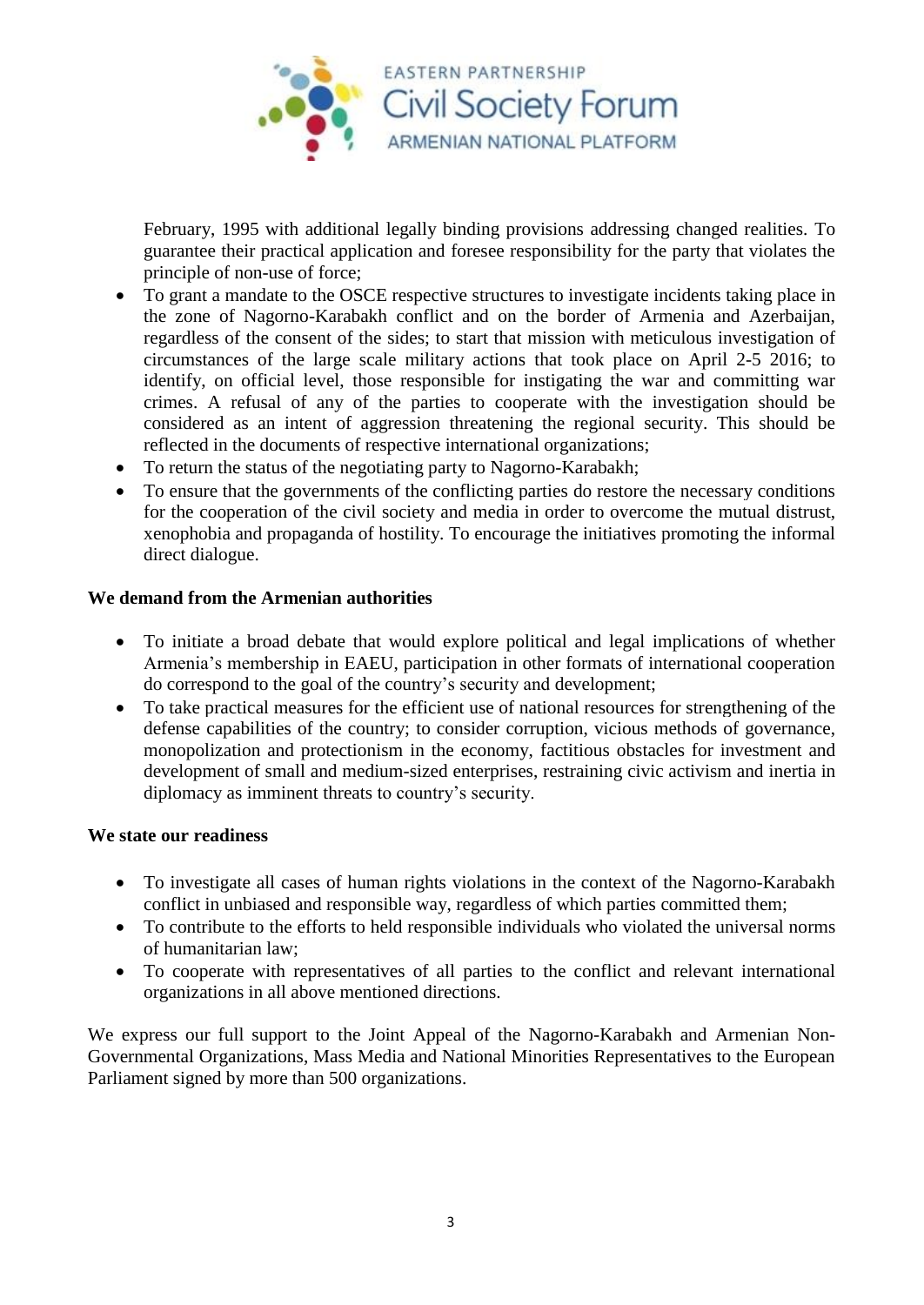February, 1995 with additional legally binding provisions addressing changed realities. To guarantee their practical application and foresee responsibility for the party that violates the principle of non-use of force;

- To grant a mandate to the OSCE respective structures to investigate incidents taking place in the zone of Nagorno-Karabakh conflict and on the border of Armenia and Azerbaijan, regardless of the consent of the sides; to start that mission with meticulous investigation of circumstances of the large scale military actions that took place on April 2-5 2016; to identify, on official level, those responsible for instigating the war and committing war crimes. A refusal of any of the parties to cooperate with the investigation should be considered as an intent of aggression threatening the regional security. This should be reflected in the documents of respective international organizations;
- To return the status of the negotiating party to Nagorno-Karabakh;
- To ensure that the governments of the conflicting parties do restore the necessary conditions for the cooperation of the civil society and media in order to overcome the mutual distrust, xenophobia and propaganda of hostility. To encourage the initiatives promoting the informal direct dialogue.

**We demand from the Armenian authorities**

- To initiate a broad debate that would explore political and legal implications of whether Armenia's membership in EAEU, participation in other formats of international cooperation do correspond to the goal of the country's security and development;
- To take practical measures for the efficient use of national resources for strengthening of the defense capabilities of the country; to consider corruption, vicious methods of governance, monopolization and protectionism in the economy, factitious obstacles for investment and development of small and medium-sized enterprises, restraining civic activism and inertia in diplomacy as imminent threats to country's security.

**We state our readiness**

- To investigate all cases of human rights violations in the context of the Nagorno-Karabakh conflict in unbiased and responsible way, regardless of which parties committed them;
- To contribute to the efforts to held responsible individuals who violated the universal norms of humanitarian law;
- To cooperate with representatives of all parties to the conflict and relevant international organizations in all above mentioned directions.

We express our full support to the Joint Appeal of the Nagorno-Karabakh and Armenian Non-Governmental Organizations, Mass Media and National Minorities Representatives to the European Parliament signed by more than 500 organizations.